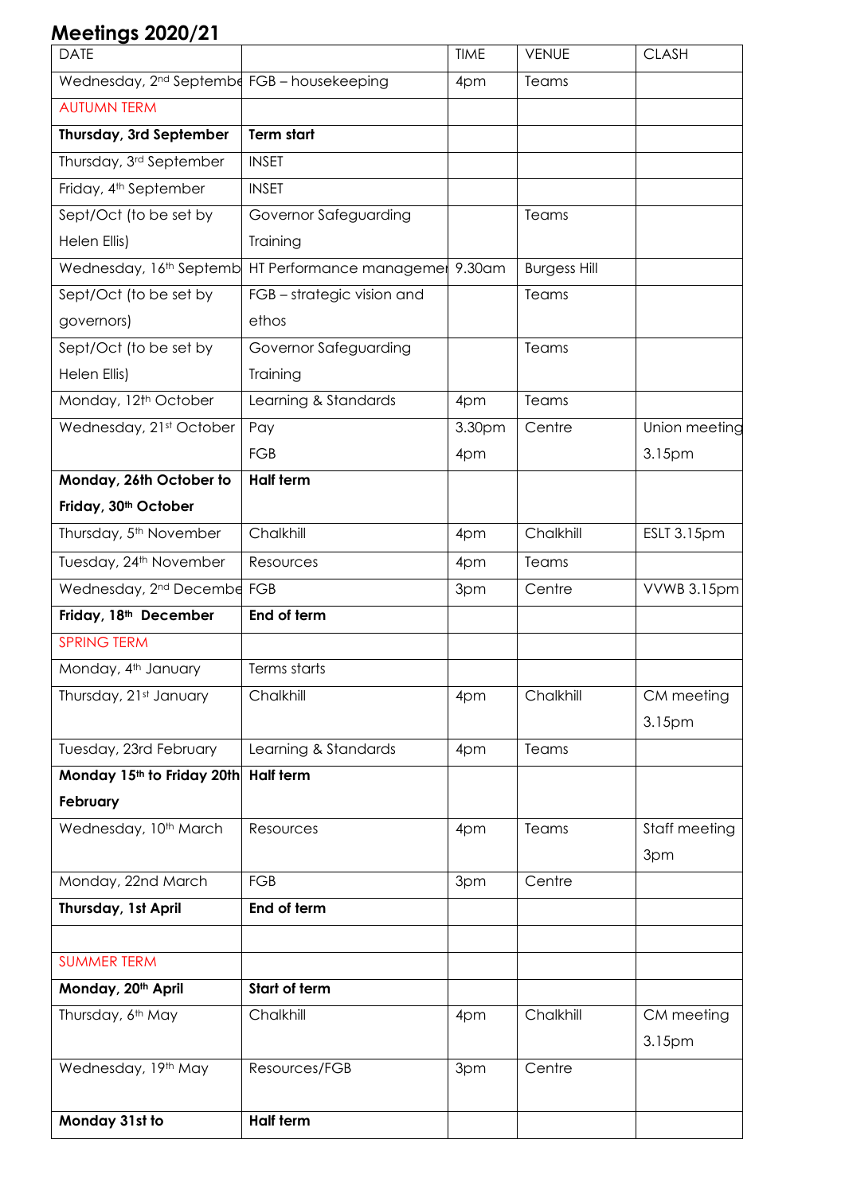# Meetings 2020/21

| DATE | | TIME | VENUE | CLASH |
|---|---|---|---|---|
| Wednesday, 2nd Septembe | FGB – housekeeping | 4pm | Teams | |
| AUTUMN TERM | | | | |
| **Thursday, 3rd September** | **Term start** | | | |
| Thursday, 3rd September | INSET | | | |
| Friday, 4th September | INSET | | | |
| Sept/Oct (to be set by Helen Ellis) | Governor Safeguarding Training | | Teams | |
| Wednesday, 16th Septemb | HT Performance manageme | 9.30am | Burgess Hill | |
| Sept/Oct (to be set by governors) | FGB – strategic vision and ethos | | Teams | |
| Sept/Oct (to be set by Helen Ellis) | Governor Safeguarding Training | | Teams | |
| Monday, 12th October | Learning & Standards | 4pm | Teams | |
| Wednesday, 21st October | Pay<br>FGB | 3.30pm<br>4pm | Centre | Union meeting 3.15pm |
| **Monday, 26th October to Friday, 30th October** | **Half term** | | | |
| Thursday, 5th November | Chalkhill | 4pm | Chalkhill | ESLT 3.15pm |
| Tuesday, 24th November | Resources | 4pm | Teams | |
| Wednesday, 2nd Decembe | FGB | 3pm | Centre | VVWB 3.15pm |
| **Friday, 18th December** | **End of term** | | | |
| SPRING TERM | | | | |
| Monday, 4th January | Terms starts | | | |
| Thursday, 21st January | Chalkhill | 4pm | Chalkhill | CM meeting 3.15pm |
| Tuesday, 23rd February | Learning & Standards | 4pm | Teams | |
| **Monday 15th to Friday 20th February** | **Half term** | | | |
| Wednesday, 10th March | Resources | 4pm | Teams | Staff meeting 3pm |
| Monday, 22nd March | FGB | 3pm | Centre | |
| **Thursday, 1st April** | **End of term** | | | |
| | | | | |
| SUMMER TERM | | | | |
| **Monday, 20th April** | **Start of term** | | | |
| Thursday, 6th May | Chalkhill | 4pm | Chalkhill | CM meeting 3.15pm |
| Wednesday, 19th May | Resources/FGB | 3pm | Centre | |
| **Monday 31st to** | **Half term** | | | |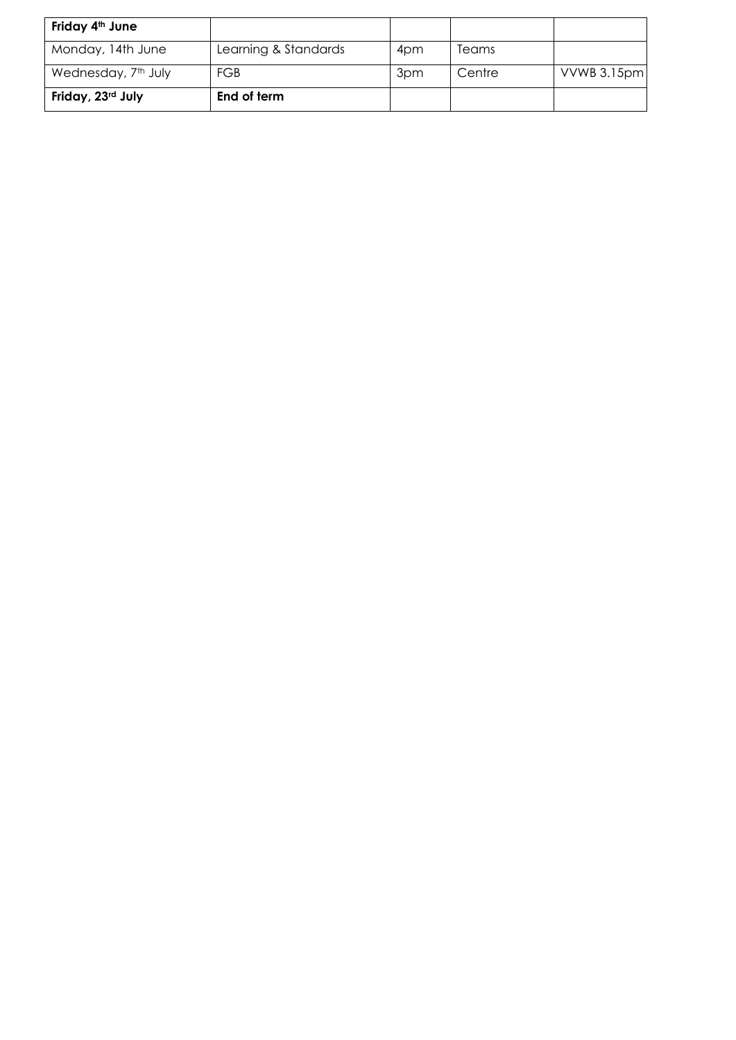| | | | | |
|---|---|---|---|---|
| **Friday 4th June** | | | | |
| Monday, 14th June | Learning & Standards | 4pm | Teams | |
| Wednesday, 7th July | FGB | 3pm | Centre | VVWB 3.15pm |
| **Friday, 23rd July** | **End of term** | | | |